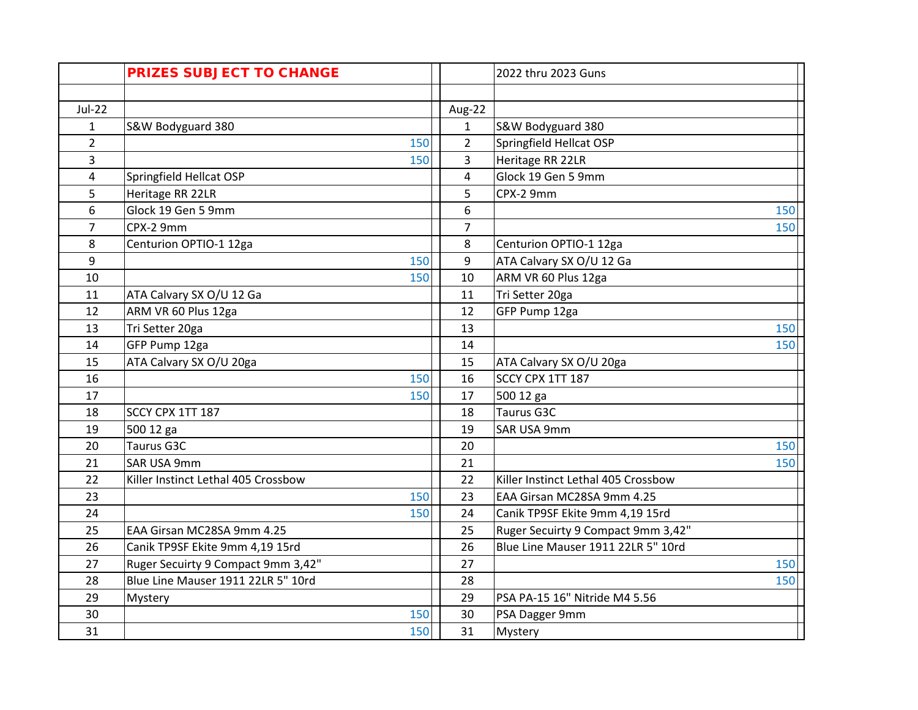| | PRIZES SUBJECT TO CHANGE | | 2022 thru 2023 Guns |
|---|---|---|---|
| | | | |
| Jul-22 | | Aug-22 | |
| 1 | S&W Bodyguard 380 | 1 | S&W Bodyguard 380 |
| 2 | 150 | 2 | Springfield Hellcat OSP |
| 3 | 150 | 3 | Heritage RR 22LR |
| 4 | Springfield Hellcat OSP | 4 | Glock 19 Gen 5 9mm |
| 5 | Heritage RR 22LR | 5 | CPX-2 9mm |
| 6 | Glock 19 Gen 5 9mm | 6 | 150 |
| 7 | CPX-2 9mm | 7 | 150 |
| 8 | Centurion OPTIO-1 12ga | 8 | Centurion OPTIO-1 12ga |
| 9 | 150 | 9 | ATA Calvary SX O/U 12 Ga |
| 10 | 150 | 10 | ARM VR 60 Plus 12ga |
| 11 | ATA Calvary SX O/U 12 Ga | 11 | Tri Setter 20ga |
| 12 | ARM VR 60 Plus 12ga | 12 | GFP Pump 12ga |
| 13 | Tri Setter 20ga | 13 | 150 |
| 14 | GFP Pump 12ga | 14 | 150 |
| 15 | ATA Calvary SX O/U 20ga | 15 | ATA Calvary SX O/U 20ga |
| 16 | 150 | 16 | SCCY CPX 1TT 187 |
| 17 | 150 | 17 | 500 12 ga |
| 18 | SCCY CPX 1TT 187 | 18 | Taurus G3C |
| 19 | 500 12 ga | 19 | SAR USA 9mm |
| 20 | Taurus G3C | 20 | 150 |
| 21 | SAR USA 9mm | 21 | 150 |
| 22 | Killer Instinct Lethal 405 Crossbow | 22 | Killer Instinct Lethal 405 Crossbow |
| 23 | 150 | 23 | EAA Girsan MC28SA 9mm 4.25 |
| 24 | 150 | 24 | Canik TP9SF Ekite 9mm 4,19 15rd |
| 25 | EAA Girsan MC28SA 9mm 4.25 | 25 | Ruger Secuirty 9 Compact 9mm 3,42" |
| 26 | Canik TP9SF Ekite 9mm 4,19 15rd | 26 | Blue Line Mauser 1911 22LR 5" 10rd |
| 27 | Ruger Secuirty 9 Compact 9mm 3,42" | 27 | 150 |
| 28 | Blue Line Mauser 1911 22LR 5" 10rd | 28 | 150 |
| 29 | Mystery | 29 | PSA PA-15 16" Nitride M4 5.56 |
| 30 | 150 | 30 | PSA Dagger 9mm |
| 31 | 150 | 31 | Mystery |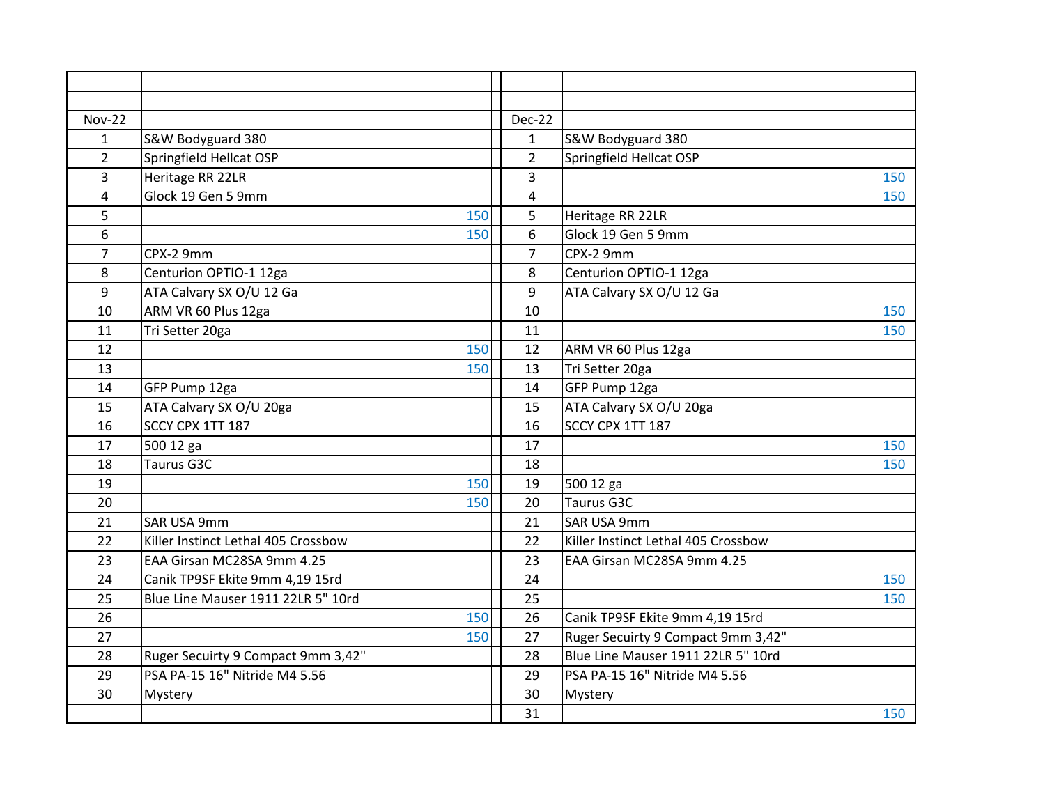| Nov-22 | | Dec-22 | |
|---|---|---|---|
| 1 | S&W Bodyguard 380 | 1 | S&W Bodyguard 380 |
| 2 | Springfield Hellcat OSP | 2 | Springfield Hellcat OSP |
| 3 | Heritage RR 22LR | 3 | 150 |
| 4 | Glock 19 Gen 5 9mm | 4 | 150 |
| 5 | 150 | 5 | Heritage RR 22LR |
| 6 | 150 | 6 | Glock 19 Gen 5 9mm |
| 7 | CPX-2 9mm | 7 | CPX-2 9mm |
| 8 | Centurion OPTIO-1 12ga | 8 | Centurion OPTIO-1 12ga |
| 9 | ATA Calvary SX O/U 12 Ga | 9 | ATA Calvary SX O/U 12 Ga |
| 10 | ARM VR 60 Plus 12ga | 10 | 150 |
| 11 | Tri Setter 20ga | 11 | 150 |
| 12 | 150 | 12 | ARM VR 60 Plus 12ga |
| 13 | 150 | 13 | Tri Setter 20ga |
| 14 | GFP Pump 12ga | 14 | GFP Pump 12ga |
| 15 | ATA Calvary SX O/U 20ga | 15 | ATA Calvary SX O/U 20ga |
| 16 | SCCY CPX 1TT 187 | 16 | SCCY CPX 1TT 187 |
| 17 | 500 12 ga | 17 | 150 |
| 18 | Taurus G3C | 18 | 150 |
| 19 | 150 | 19 | 500 12 ga |
| 20 | 150 | 20 | Taurus G3C |
| 21 | SAR USA 9mm | 21 | SAR USA 9mm |
| 22 | Killer Instinct Lethal 405 Crossbow | 22 | Killer Instinct Lethal 405 Crossbow |
| 23 | EAA Girsan MC28SA 9mm 4.25 | 23 | EAA Girsan MC28SA 9mm 4.25 |
| 24 | Canik TP9SF Ekite 9mm 4,19 15rd | 24 | 150 |
| 25 | Blue Line Mauser 1911 22LR 5" 10rd | 25 | 150 |
| 26 | 150 | 26 | Canik TP9SF Ekite 9mm 4,19 15rd |
| 27 | 150 | 27 | Ruger Secuirty 9 Compact 9mm 3,42" |
| 28 | Ruger Secuirty 9 Compact 9mm 3,42" | 28 | Blue Line Mauser 1911 22LR 5" 10rd |
| 29 | PSA PA-15 16" Nitride M4 5.56 | 29 | PSA PA-15 16" Nitride M4 5.56 |
| 30 | Mystery | 30 | Mystery |
| | | 31 | 150 |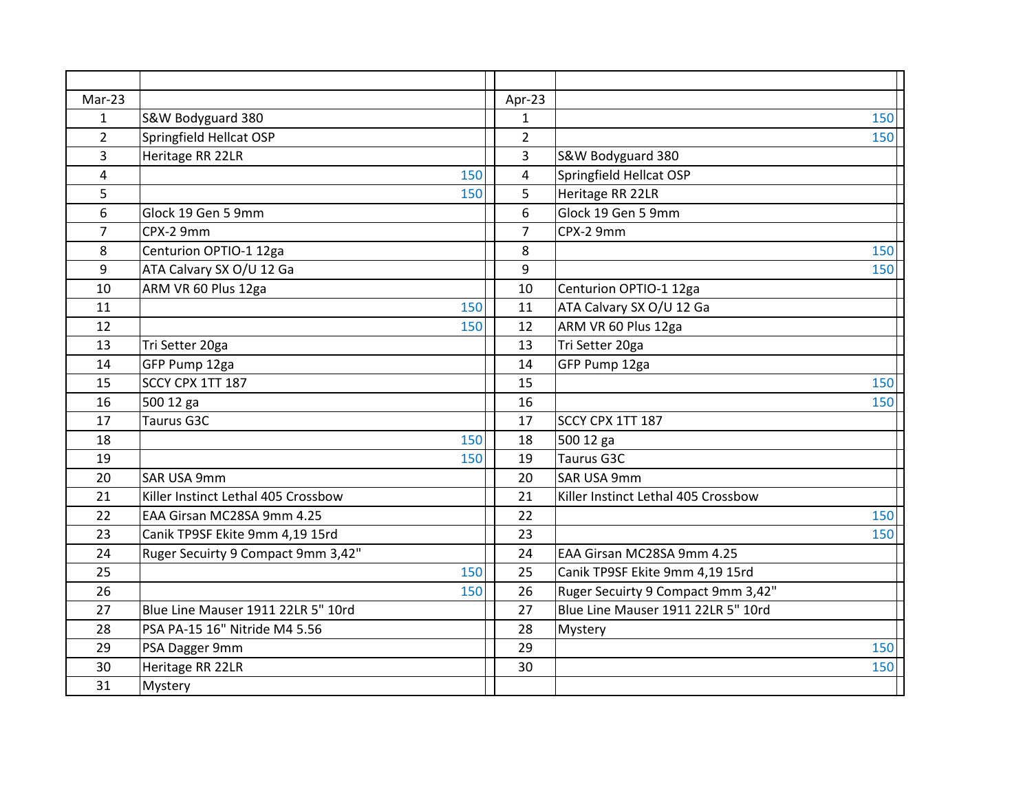| | | | |
|---|---|---|---|
| Mar-23 | | Apr-23 | |
| 1 | S&W Bodyguard 380 | 1 | 150 |
| 2 | Springfield Hellcat OSP | 2 | 150 |
| 3 | Heritage RR 22LR | 3 | S&W Bodyguard 380 |
| 4 | 150 | 4 | Springfield Hellcat OSP |
| 5 | 150 | 5 | Heritage RR 22LR |
| 6 | Glock 19 Gen 5 9mm | 6 | Glock 19 Gen 5 9mm |
| 7 | CPX-2 9mm | 7 | CPX-2 9mm |
| 8 | Centurion OPTIO-1 12ga | 8 | 150 |
| 9 | ATA Calvary SX O/U 12 Ga | 9 | 150 |
| 10 | ARM VR 60 Plus 12ga | 10 | Centurion OPTIO-1 12ga |
| 11 | 150 | 11 | ATA Calvary SX O/U 12 Ga |
| 12 | 150 | 12 | ARM VR 60 Plus 12ga |
| 13 | Tri Setter 20ga | 13 | Tri Setter 20ga |
| 14 | GFP Pump 12ga | 14 | GFP Pump 12ga |
| 15 | SCCY CPX 1TT 187 | 15 | 150 |
| 16 | 500 12 ga | 16 | 150 |
| 17 | Taurus G3C | 17 | SCCY CPX 1TT 187 |
| 18 | 150 | 18 | 500 12 ga |
| 19 | 150 | 19 | Taurus G3C |
| 20 | SAR USA 9mm | 20 | SAR USA 9mm |
| 21 | Killer Instinct Lethal 405 Crossbow | 21 | Killer Instinct Lethal 405 Crossbow |
| 22 | EAA Girsan MC28SA 9mm 4.25 | 22 | 150 |
| 23 | Canik TP9SF Ekite 9mm 4,19 15rd | 23 | 150 |
| 24 | Ruger Secuirty 9 Compact 9mm 3,42" | 24 | EAA Girsan MC28SA 9mm 4.25 |
| 25 | 150 | 25 | Canik TP9SF Ekite 9mm 4,19 15rd |
| 26 | 150 | 26 | Ruger Secuirty 9 Compact 9mm 3,42" |
| 27 | Blue Line Mauser 1911 22LR 5" 10rd | 27 | Blue Line Mauser 1911 22LR 5" 10rd |
| 28 | PSA PA-15 16" Nitride M4 5.56 | 28 | Mystery |
| 29 | PSA Dagger 9mm | 29 | 150 |
| 30 | Heritage RR 22LR | 30 | 150 |
| 31 | Mystery | | |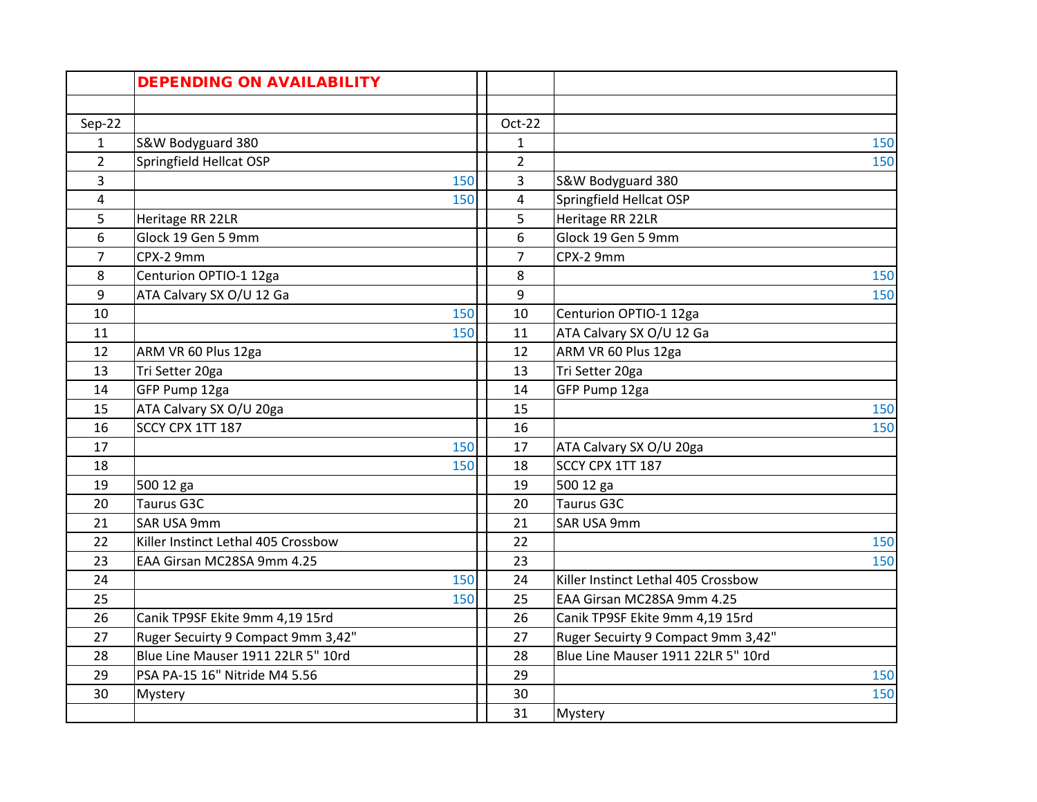| | **DEPENDING ON AVAILABILITY** | | |
|---|---|---|---|
| | | | |
| Sep-22 | | Oct-22 | |
| 1 | S&W Bodyguard 380 | 1 | 150 |
| 2 | Springfield Hellcat OSP | 2 | 150 |
| 3 | 150 | 3 | S&W Bodyguard 380 |
| 4 | 150 | 4 | Springfield Hellcat OSP |
| 5 | Heritage RR 22LR | 5 | Heritage RR 22LR |
| 6 | Glock 19 Gen 5 9mm | 6 | Glock 19 Gen 5 9mm |
| 7 | CPX-2 9mm | 7 | CPX-2 9mm |
| 8 | Centurion OPTIO-1 12ga | 8 | 150 |
| 9 | ATA Calvary SX O/U 12 Ga | 9 | 150 |
| 10 | 150 | 10 | Centurion OPTIO-1 12ga |
| 11 | 150 | 11 | ATA Calvary SX O/U 12 Ga |
| 12 | ARM VR 60 Plus 12ga | 12 | ARM VR 60 Plus 12ga |
| 13 | Tri Setter 20ga | 13 | Tri Setter 20ga |
| 14 | GFP Pump 12ga | 14 | GFP Pump 12ga |
| 15 | ATA Calvary SX O/U 20ga | 15 | 150 |
| 16 | SCCY CPX 1TT 187 | 16 | 150 |
| 17 | 150 | 17 | ATA Calvary SX O/U 20ga |
| 18 | 150 | 18 | SCCY CPX 1TT 187 |
| 19 | 500 12 ga | 19 | 500 12 ga |
| 20 | Taurus G3C | 20 | Taurus G3C |
| 21 | SAR USA 9mm | 21 | SAR USA 9mm |
| 22 | Killer Instinct Lethal 405 Crossbow | 22 | 150 |
| 23 | EAA Girsan MC28SA 9mm 4.25 | 23 | 150 |
| 24 | 150 | 24 | Killer Instinct Lethal 405 Crossbow |
| 25 | 150 | 25 | EAA Girsan MC28SA 9mm 4.25 |
| 26 | Canik TP9SF Ekite 9mm 4,19 15rd | 26 | Canik TP9SF Ekite 9mm 4,19 15rd |
| 27 | Ruger Secuirty 9 Compact 9mm 3,42" | 27 | Ruger Secuirty 9 Compact 9mm 3,42" |
| 28 | Blue Line Mauser 1911 22LR 5" 10rd | 28 | Blue Line Mauser 1911 22LR 5" 10rd |
| 29 | PSA PA-15 16" Nitride M4 5.56 | 29 | 150 |
| 30 | Mystery | 30 | 150 |
| | | 31 | Mystery |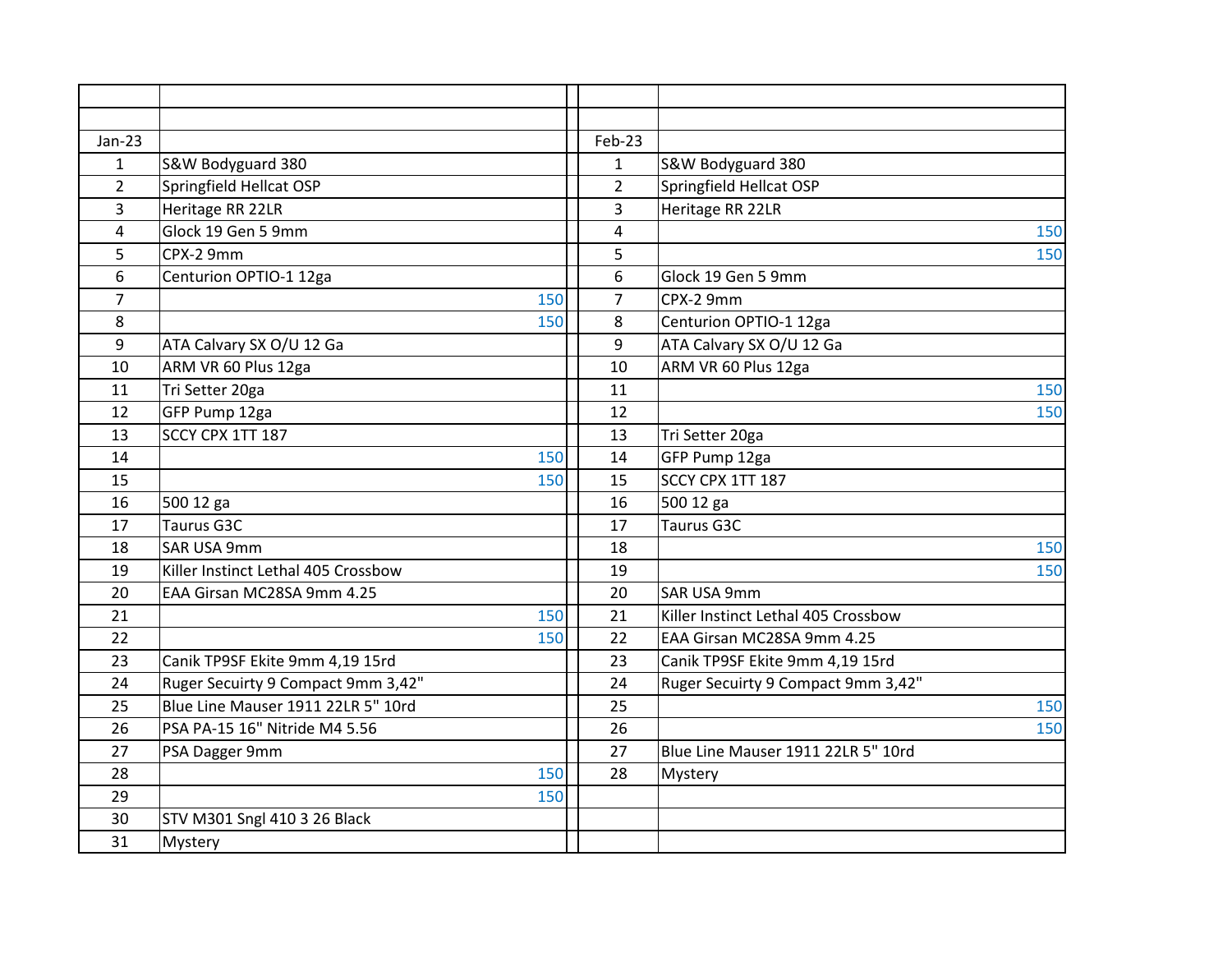| Jan-23 | | Feb-23 | |
|---|---|---|---|
| 1 | S&W Bodyguard 380 | 1 | S&W Bodyguard 380 |
| 2 | Springfield Hellcat OSP | 2 | Springfield Hellcat OSP |
| 3 | Heritage RR 22LR | 3 | Heritage RR 22LR |
| 4 | Glock 19 Gen 5 9mm | 4 | 150 |
| 5 | CPX-2 9mm | 5 | 150 |
| 6 | Centurion OPTIO-1 12ga | 6 | Glock 19 Gen 5 9mm |
| 7 | 150 | 7 | CPX-2 9mm |
| 8 | 150 | 8 | Centurion OPTIO-1 12ga |
| 9 | ATA Calvary SX O/U 12 Ga | 9 | ATA Calvary SX O/U 12 Ga |
| 10 | ARM VR 60 Plus 12ga | 10 | ARM VR 60 Plus 12ga |
| 11 | Tri Setter 20ga | 11 | 150 |
| 12 | GFP Pump 12ga | 12 | 150 |
| 13 | SCCY CPX 1TT 187 | 13 | Tri Setter 20ga |
| 14 | 150 | 14 | GFP Pump 12ga |
| 15 | 150 | 15 | SCCY CPX 1TT 187 |
| 16 | 500 12 ga | 16 | 500 12 ga |
| 17 | Taurus G3C | 17 | Taurus G3C |
| 18 | SAR USA 9mm | 18 | 150 |
| 19 | Killer Instinct Lethal 405 Crossbow | 19 | 150 |
| 20 | EAA Girsan MC28SA 9mm 4.25 | 20 | SAR USA 9mm |
| 21 | 150 | 21 | Killer Instinct Lethal 405 Crossbow |
| 22 | 150 | 22 | EAA Girsan MC28SA 9mm 4.25 |
| 23 | Canik TP9SF Ekite 9mm 4,19 15rd | 23 | Canik TP9SF Ekite 9mm 4,19 15rd |
| 24 | Ruger Secuirty 9 Compact 9mm 3,42" | 24 | Ruger Secuirty 9 Compact 9mm 3,42" |
| 25 | Blue Line Mauser 1911 22LR 5" 10rd | 25 | 150 |
| 26 | PSA PA-15 16" Nitride M4 5.56 | 26 | 150 |
| 27 | PSA Dagger 9mm | 27 | Blue Line Mauser 1911 22LR 5" 10rd |
| 28 | 150 | 28 | Mystery |
| 29 | 150 | | |
| 30 | STV M301 Sngl 410 3 26 Black | | |
| 31 | Mystery | | |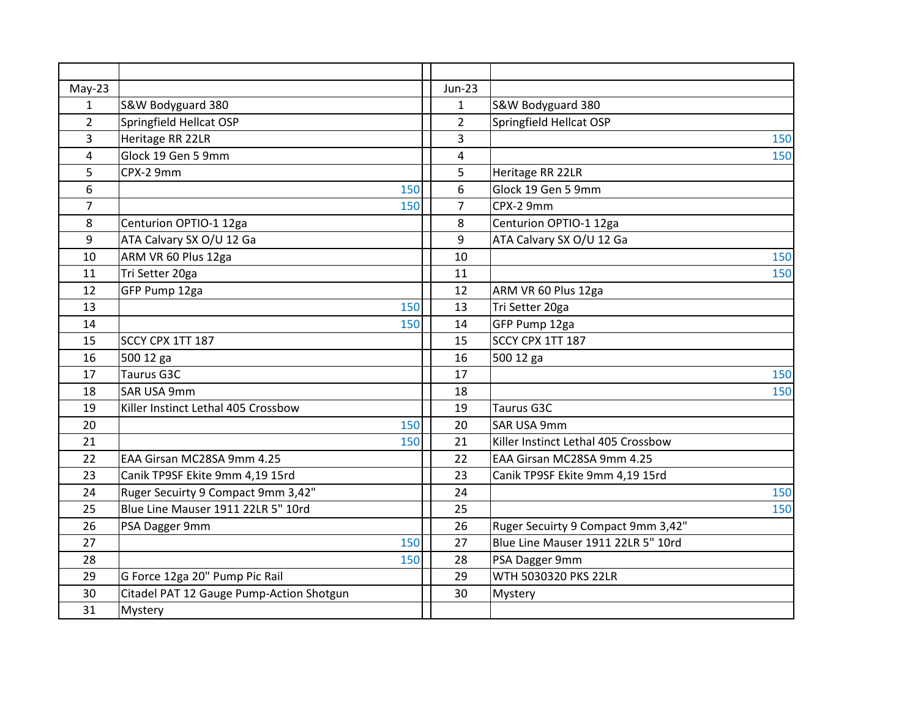| | | | |
|---|---|---|---|
| May-23 | | Jun-23 | |
| 1 | S&W Bodyguard 380 | 1 | S&W Bodyguard 380 |
| 2 | Springfield Hellcat OSP | 2 | Springfield Hellcat OSP |
| 3 | Heritage RR 22LR | 3 | 150 |
| 4 | Glock 19 Gen 5 9mm | 4 | 150 |
| 5 | CPX-2 9mm | 5 | Heritage RR 22LR |
| 6 | 150 | 6 | Glock 19 Gen 5 9mm |
| 7 | 150 | 7 | CPX-2 9mm |
| 8 | Centurion OPTIO-1 12ga | 8 | Centurion OPTIO-1 12ga |
| 9 | ATA Calvary SX O/U 12 Ga | 9 | ATA Calvary SX O/U 12 Ga |
| 10 | ARM VR 60 Plus 12ga | 10 | 150 |
| 11 | Tri Setter 20ga | 11 | 150 |
| 12 | GFP Pump 12ga | 12 | ARM VR 60 Plus 12ga |
| 13 | 150 | 13 | Tri Setter 20ga |
| 14 | 150 | 14 | GFP Pump 12ga |
| 15 | SCCY CPX 1TT 187 | 15 | SCCY CPX 1TT 187 |
| 16 | 500 12 ga | 16 | 500 12 ga |
| 17 | Taurus G3C | 17 | 150 |
| 18 | SAR USA 9mm | 18 | 150 |
| 19 | Killer Instinct Lethal 405 Crossbow | 19 | Taurus G3C |
| 20 | 150 | 20 | SAR USA 9mm |
| 21 | 150 | 21 | Killer Instinct Lethal 405 Crossbow |
| 22 | EAA Girsan MC28SA 9mm 4.25 | 22 | EAA Girsan MC28SA 9mm 4.25 |
| 23 | Canik TP9SF Ekite 9mm 4,19 15rd | 23 | Canik TP9SF Ekite 9mm 4,19 15rd |
| 24 | Ruger Secuirty 9 Compact 9mm 3,42" | 24 | 150 |
| 25 | Blue Line Mauser 1911 22LR 5" 10rd | 25 | 150 |
| 26 | PSA Dagger 9mm | 26 | Ruger Secuirty 9 Compact 9mm 3,42" |
| 27 | 150 | 27 | Blue Line Mauser 1911 22LR 5" 10rd |
| 28 | 150 | 28 | PSA Dagger 9mm |
| 29 | G Force 12ga 20" Pump Pic Rail | 29 | WTH 5030320 PKS 22LR |
| 30 | Citadel PAT 12 Gauge Pump-Action Shotgun | 30 | Mystery |
| 31 | Mystery | | |